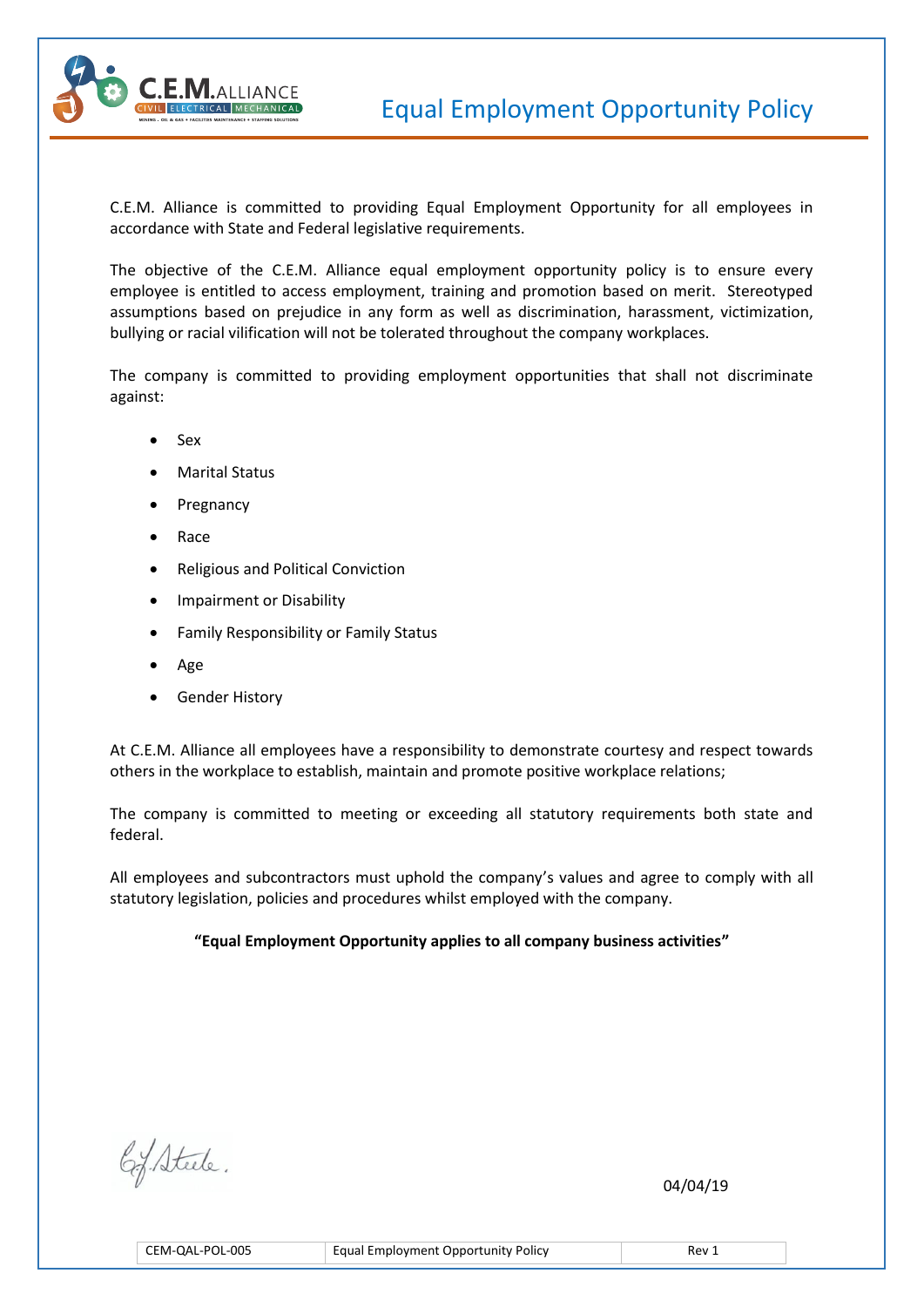# Equal Employment Opportunity Policy

C.E.M. Alliance is committed to providing Equal Employment Opportunity for all employees in accordance with State and Federal legislative requirements.

The objective of the C.E.M. Alliance equal employment opportunity policy is to ensure every employee is entitled to access employment, training and promotion based on merit. Stereotyped assumptions based on prejudice in any form as well as discrimination, harassment, victimization, bullying or racial vilification will not be tolerated throughout the company workplaces.

The company is committed to providing employment opportunities that shall not discriminate against:

- Sex
- Marital Status
- Pregnancy
- Race
- Religious and Political Conviction
- Impairment or Disability
- Family Responsibility or Family Status
- Age
- Gender History

At C.E.M. Alliance all employees have a responsibility to demonstrate courtesy and respect towards others in the workplace to establish, maintain and promote positive workplace relations;

The company is committed to meeting or exceeding all statutory requirements both state and federal.

All employees and subcontractors must uphold the company's values and agree to comply with all statutory legislation, policies and procedures whilst employed with the company.

**"Equal Employment Opportunity applies to all company business activities"**

04/04/19

| CEM-QAL-POL-005 | Equal Employment Opportunity Policy | Rev 1 |
|---|---|---|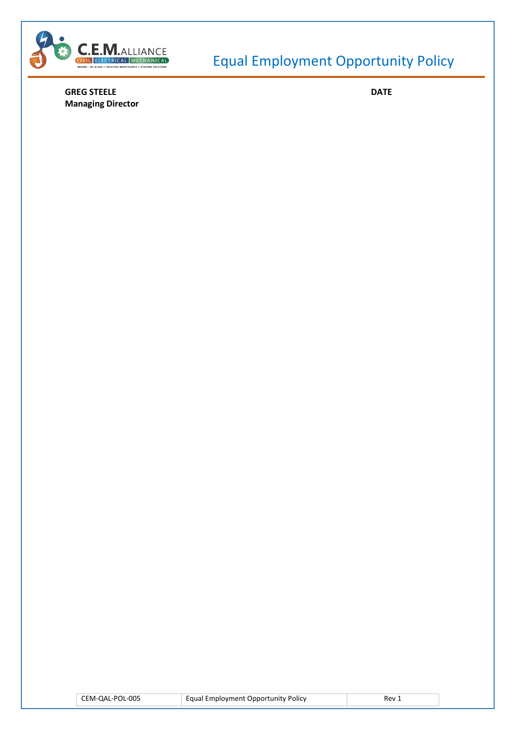**GREG STEELE**
**Managing Director**

**DATE**